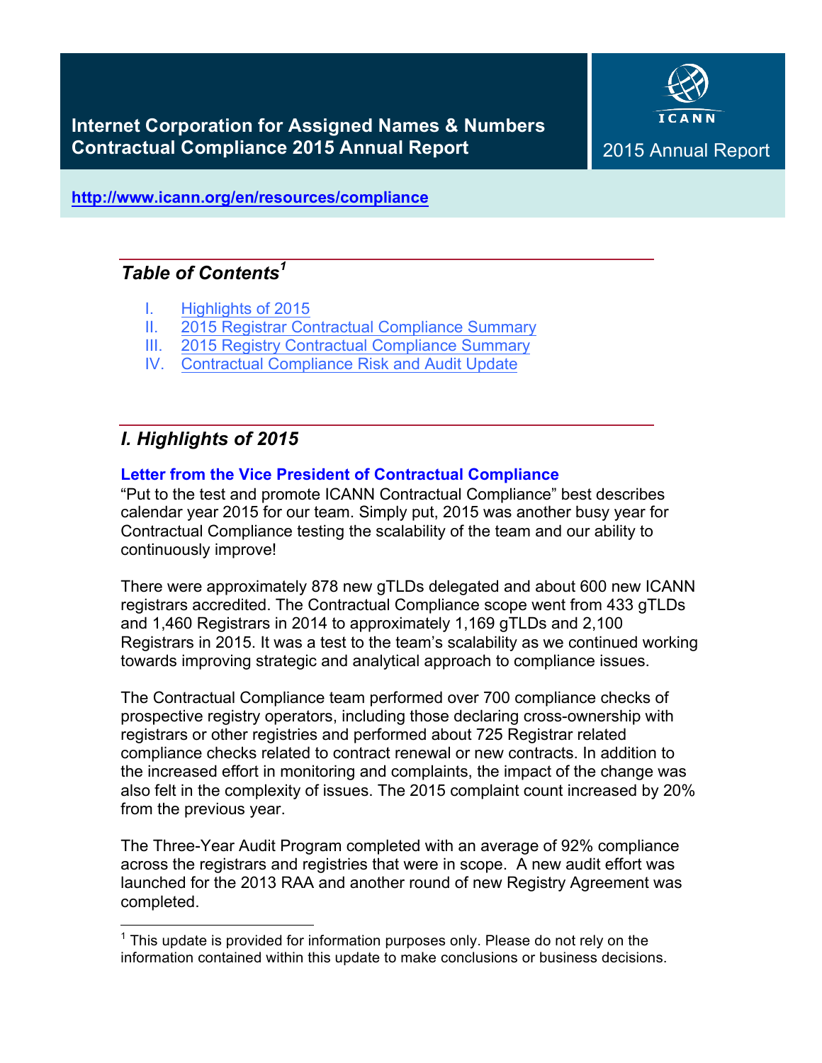# Internet Corporation for Assigned Names & Numbers Contractual Compliance 2015 Annual Report

ICANN

2015 Annual Report

**http://www.icann.org/en/resources/compliance**

## *Table of Contents*[1]

I. Highlights of 2015
II. 2015 Registrar Contractual Compliance Summary
III. 2015 Registry Contractual Compliance Summary
IV. Contractual Compliance Risk and Audit Update

## *I. Highlights of 2015*

### Letter from the Vice President of Contractual Compliance

"Put to the test and promote ICANN Contractual Compliance" best describes calendar year 2015 for our team. Simply put, 2015 was another busy year for Contractual Compliance testing the scalability of the team and our ability to continuously improve!

There were approximately 878 new gTLDs delegated and about 600 new ICANN registrars accredited. The Contractual Compliance scope went from 433 gTLDs and 1,460 Registrars in 2014 to approximately 1,169 gTLDs and 2,100 Registrars in 2015. It was a test to the team's scalability as we continued working towards improving strategic and analytical approach to compliance issues.

The Contractual Compliance team performed over 700 compliance checks of prospective registry operators, including those declaring cross-ownership with registrars or other registries and performed about 725 Registrar related compliance checks related to contract renewal or new contracts. In addition to the increased effort in monitoring and complaints, the impact of the change was also felt in the complexity of issues. The 2015 complaint count increased by 20% from the previous year.

The Three-Year Audit Program completed with an average of 92% compliance across the registrars and registries that were in scope. A new audit effort was launched for the 2013 RAA and another round of new Registry Agreement was completed.

---

[1] This update is provided for information purposes only. Please do not rely on the information contained within this update to make conclusions or business decisions.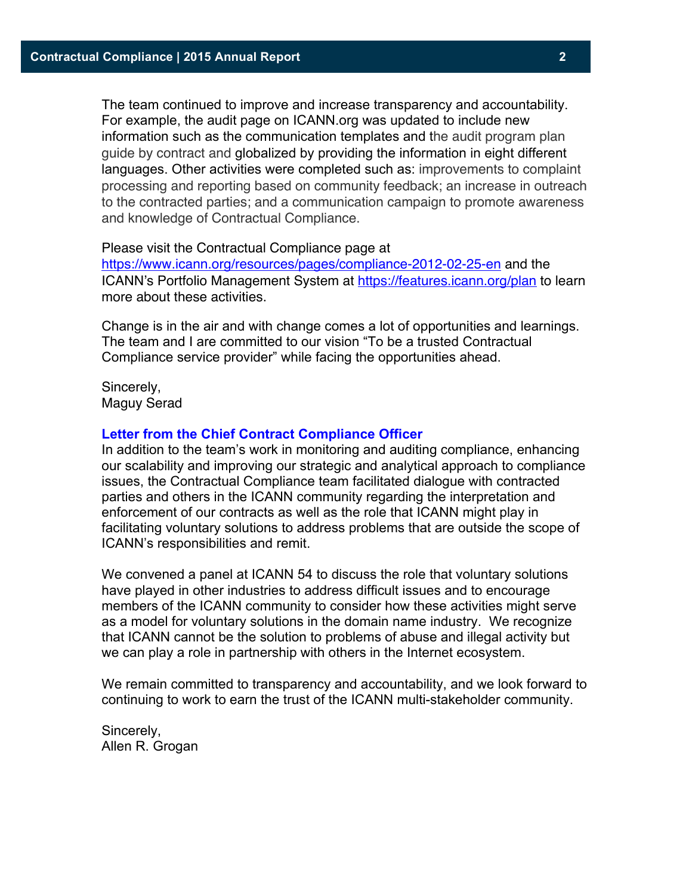The team continued to improve and increase transparency and accountability. For example, the audit page on ICANN.org was updated to include new information such as the communication templates and the audit program plan guide by contract and globalized by providing the information in eight different languages. Other activities were completed such as: improvements to complaint processing and reporting based on community feedback; an increase in outreach to the contracted parties; and a communication campaign to promote awareness and knowledge of Contractual Compliance.

Please visit the Contractual Compliance page at [https://www.icann.org/resources/pages/compliance-2012-02-25-en](https://www.icann.org/resources/pages/compliance-2012-02-25-en) and the ICANN's Portfolio Management System at [https://features.icann.org/plan](https://features.icann.org/plan) to learn more about these activities.

Change is in the air and with change comes a lot of opportunities and learnings. The team and I are committed to our vision "To be a trusted Contractual Compliance service provider" while facing the opportunities ahead.

Sincerely,
Maguy Serad

### Letter from the Chief Contract Compliance Officer

In addition to the team's work in monitoring and auditing compliance, enhancing our scalability and improving our strategic and analytical approach to compliance issues, the Contractual Compliance team facilitated dialogue with contracted parties and others in the ICANN community regarding the interpretation and enforcement of our contracts as well as the role that ICANN might play in facilitating voluntary solutions to address problems that are outside the scope of ICANN's responsibilities and remit.

We convened a panel at ICANN 54 to discuss the role that voluntary solutions have played in other industries to address difficult issues and to encourage members of the ICANN community to consider how these activities might serve as a model for voluntary solutions in the domain name industry. We recognize that ICANN cannot be the solution to problems of abuse and illegal activity but we can play a role in partnership with others in the Internet ecosystem.

We remain committed to transparency and accountability, and we look forward to continuing to work to earn the trust of the ICANN multi-stakeholder community.

Sincerely,
Allen R. Grogan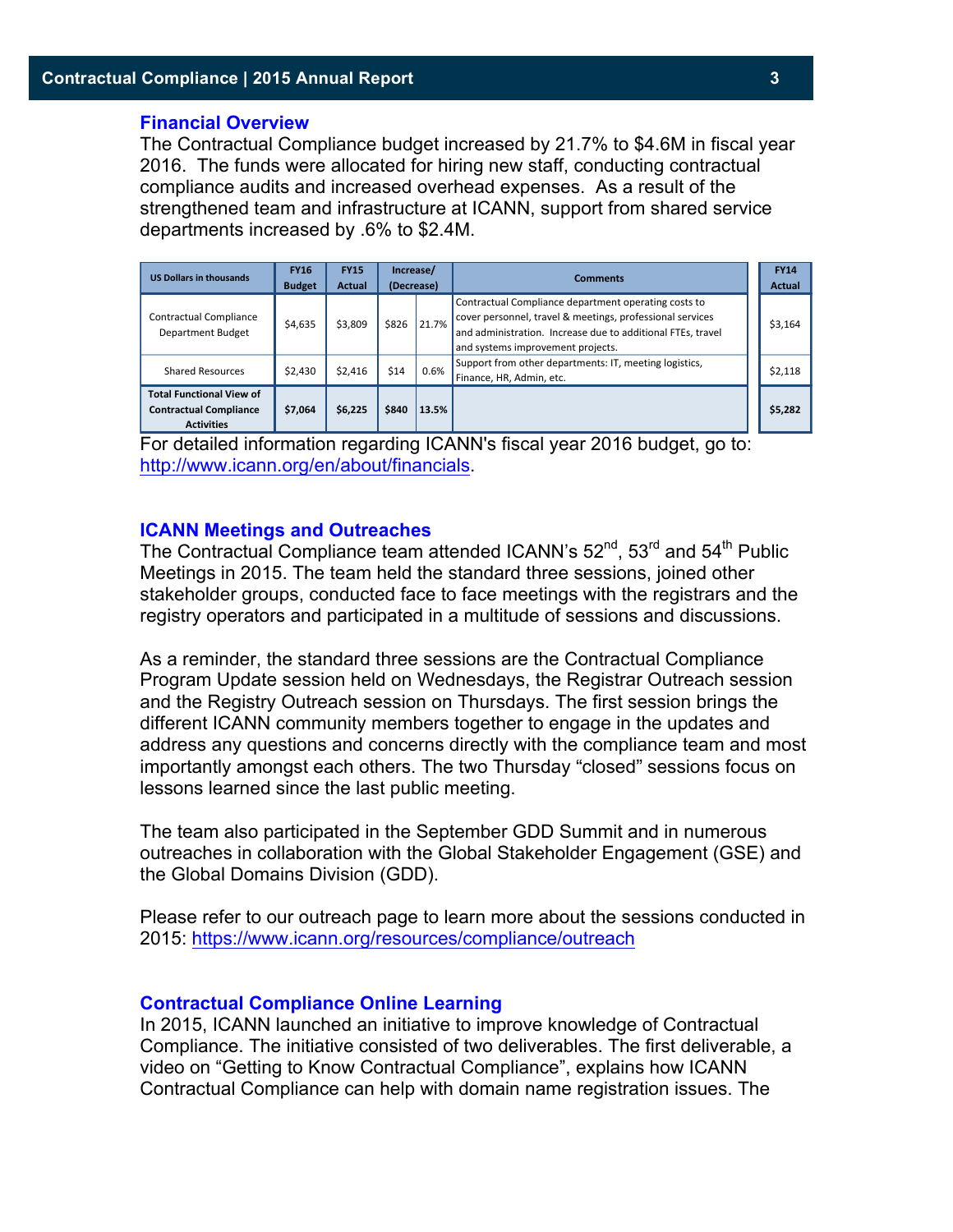## Financial Overview

The Contractual Compliance budget increased by 21.7% to $4.6M in fiscal year 2016. The funds were allocated for hiring new staff, conducting contractual compliance audits and increased overhead expenses. As a result of the strengthened team and infrastructure at ICANN, support from shared service departments increased by .6% to $2.4M.

| US Dollars in thousands | FY16 Budget | FY15 Actual | Increase/ (Decrease) | | Comments | FY14 Actual |
|---|---|---|---|---|---|---|
| Contractual Compliance Department Budget | $4,635 | $3,809 | $826 | 21.7% | Contractual Compliance department operating costs to cover personnel, travel & meetings, professional services and administration. Increase due to additional FTEs, travel and systems improvement projects. | $3,164 |
| Shared Resources | $2,430 | $2,416 | $14 | 0.6% | Support from other departments: IT, meeting logistics, Finance, HR, Admin, etc. | $2,118 |
| **Total Functional View of Contractual Compliance Activities** | **$7,064** | **$6,225** | **$840** | **13.5%** | | **$5,282** |

For detailed information regarding ICANN's fiscal year 2016 budget, go to: http://www.icann.org/en/about/financials.

## ICANN Meetings and Outreaches

The Contractual Compliance team attended ICANN's 52nd, 53rd and 54th Public Meetings in 2015. The team held the standard three sessions, joined other stakeholder groups, conducted face to face meetings with the registrars and the registry operators and participated in a multitude of sessions and discussions.

As a reminder, the standard three sessions are the Contractual Compliance Program Update session held on Wednesdays, the Registrar Outreach session and the Registry Outreach session on Thursdays. The first session brings the different ICANN community members together to engage in the updates and address any questions and concerns directly with the compliance team and most importantly amongst each others. The two Thursday "closed" sessions focus on lessons learned since the last public meeting.

The team also participated in the September GDD Summit and in numerous outreaches in collaboration with the Global Stakeholder Engagement (GSE) and the Global Domains Division (GDD).

Please refer to our outreach page to learn more about the sessions conducted in 2015: https://www.icann.org/resources/compliance/outreach

## Contractual Compliance Online Learning

In 2015, ICANN launched an initiative to improve knowledge of Contractual Compliance. The initiative consisted of two deliverables. The first deliverable, a video on "Getting to Know Contractual Compliance", explains how ICANN Contractual Compliance can help with domain name registration issues. The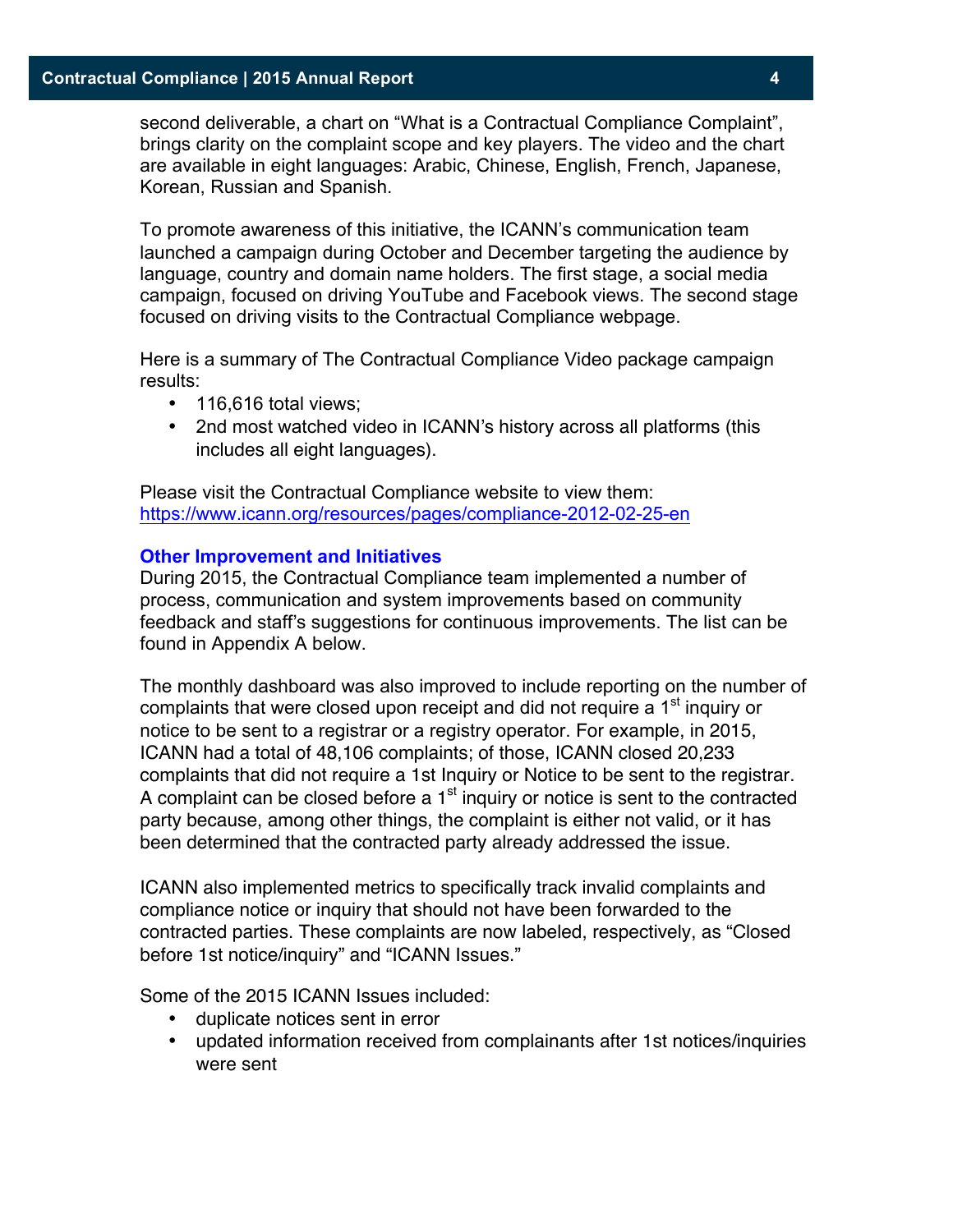second deliverable, a chart on "What is a Contractual Compliance Complaint", brings clarity on the complaint scope and key players. The video and the chart are available in eight languages: Arabic, Chinese, English, French, Japanese, Korean, Russian and Spanish.

To promote awareness of this initiative, the ICANN's communication team launched a campaign during October and December targeting the audience by language, country and domain name holders. The first stage, a social media campaign, focused on driving YouTube and Facebook views. The second stage focused on driving visits to the Contractual Compliance webpage.

Here is a summary of The Contractual Compliance Video package campaign results:

- 116,616 total views;
- 2nd most watched video in ICANN's history across all platforms (this includes all eight languages).

Please visit the Contractual Compliance website to view them: https://www.icann.org/resources/pages/compliance-2012-02-25-en

### Other Improvement and Initiatives

During 2015, the Contractual Compliance team implemented a number of process, communication and system improvements based on community feedback and staff's suggestions for continuous improvements. The list can be found in Appendix A below.

The monthly dashboard was also improved to include reporting on the number of complaints that were closed upon receipt and did not require a 1st inquiry or notice to be sent to a registrar or a registry operator. For example, in 2015, ICANN had a total of 48,106 complaints; of those, ICANN closed 20,233 complaints that did not require a 1st Inquiry or Notice to be sent to the registrar. A complaint can be closed before a 1st inquiry or notice is sent to the contracted party because, among other things, the complaint is either not valid, or it has been determined that the contracted party already addressed the issue.

ICANN also implemented metrics to specifically track invalid complaints and compliance notice or inquiry that should not have been forwarded to the contracted parties. These complaints are now labeled, respectively, as "Closed before 1st notice/inquiry" and "ICANN Issues."

Some of the 2015 ICANN Issues included:

- duplicate notices sent in error
- updated information received from complainants after 1st notices/inquiries were sent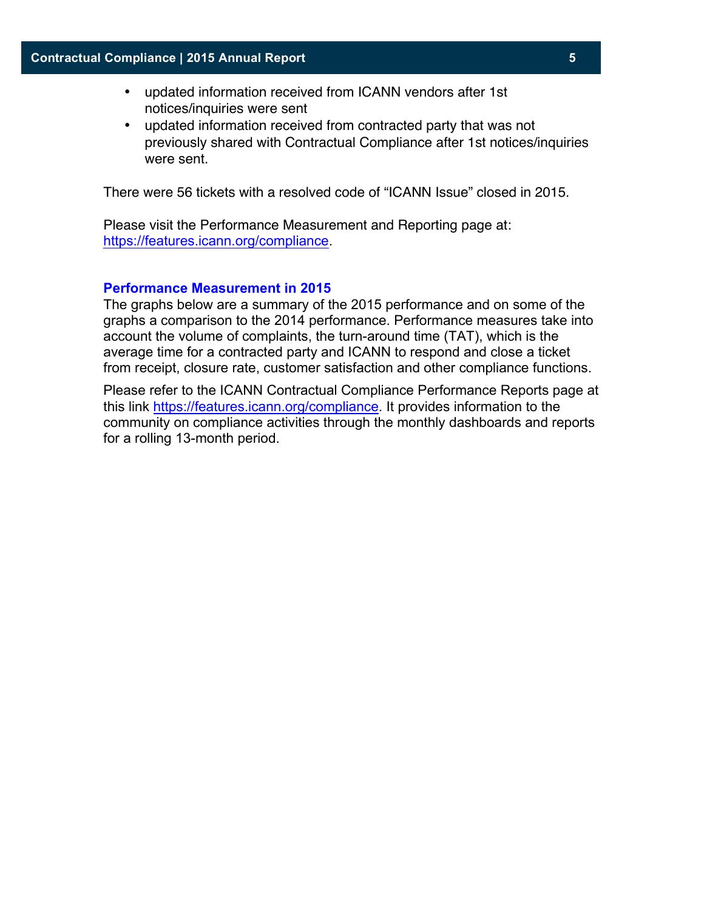- updated information received from ICANN vendors after 1st notices/inquiries were sent
- updated information received from contracted party that was not previously shared with Contractual Compliance after 1st notices/inquiries were sent.

There were 56 tickets with a resolved code of "ICANN Issue" closed in 2015.

Please visit the Performance Measurement and Reporting page at: [https://features.icann.org/compliance](https://features.icann.org/compliance).

### Performance Measurement in 2015

The graphs below are a summary of the 2015 performance and on some of the graphs a comparison to the 2014 performance. Performance measures take into account the volume of complaints, the turn-around time (TAT), which is the average time for a contracted party and ICANN to respond and close a ticket from receipt, closure rate, customer satisfaction and other compliance functions.

Please refer to the ICANN Contractual Compliance Performance Reports page at this link [https://features.icann.org/compliance](https://features.icann.org/compliance). It provides information to the community on compliance activities through the monthly dashboards and reports for a rolling 13-month period.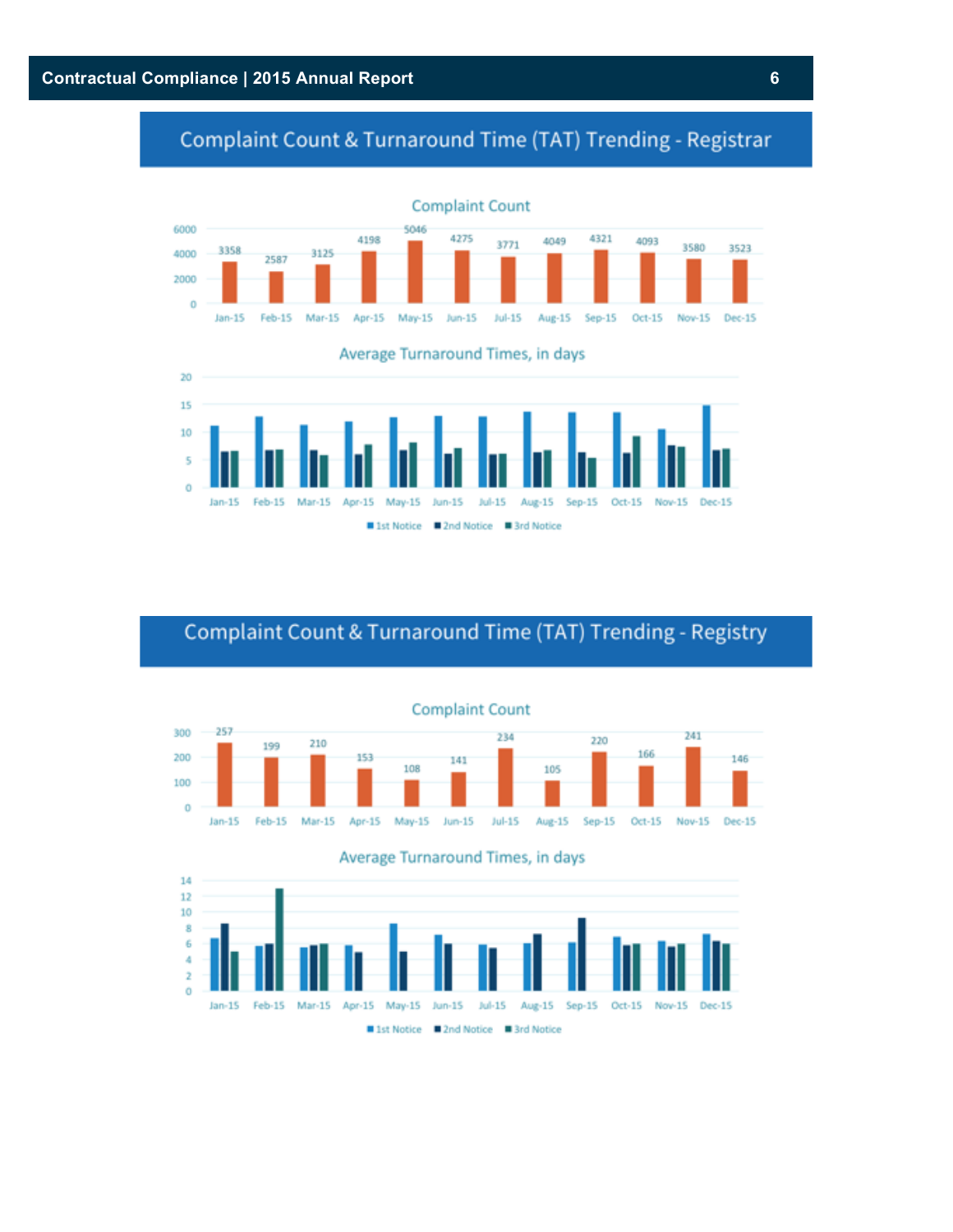## Complaint Count & Turnaround Time (TAT) Trending - Registrar

### Complaint Count

| Jan-15 | Feb-15 | Mar-15 | Apr-15 | May-15 | Jun-15 | Jul-15 | Aug-15 | Sep-15 | Oct-15 | Nov-15 | Dec-15 |
|---|---|---|---|---|---|---|---|---|---|---|---|
| 3358 | 2587 | 3125 | 4198 | 5046 | 4275 | 3771 | 4049 | 4321 | 4093 | 3580 | 3523 |

### Average Turnaround Times, in days

Legend: 1st Notice, 2nd Notice, 3rd Notice

## Complaint Count & Turnaround Time (TAT) Trending - Registry

### Complaint Count

| Jan-15 | Feb-15 | Mar-15 | Apr-15 | May-15 | Jun-15 | Jul-15 | Aug-15 | Sep-15 | Oct-15 | Nov-15 | Dec-15 |
|---|---|---|---|---|---|---|---|---|---|---|---|
| 257 | 199 | 210 | 153 | 108 | 141 | 234 | 105 | 220 | 166 | 241 | 146 |

### Average Turnaround Times, in days

Legend: 1st Notice, 2nd Notice, 3rd Notice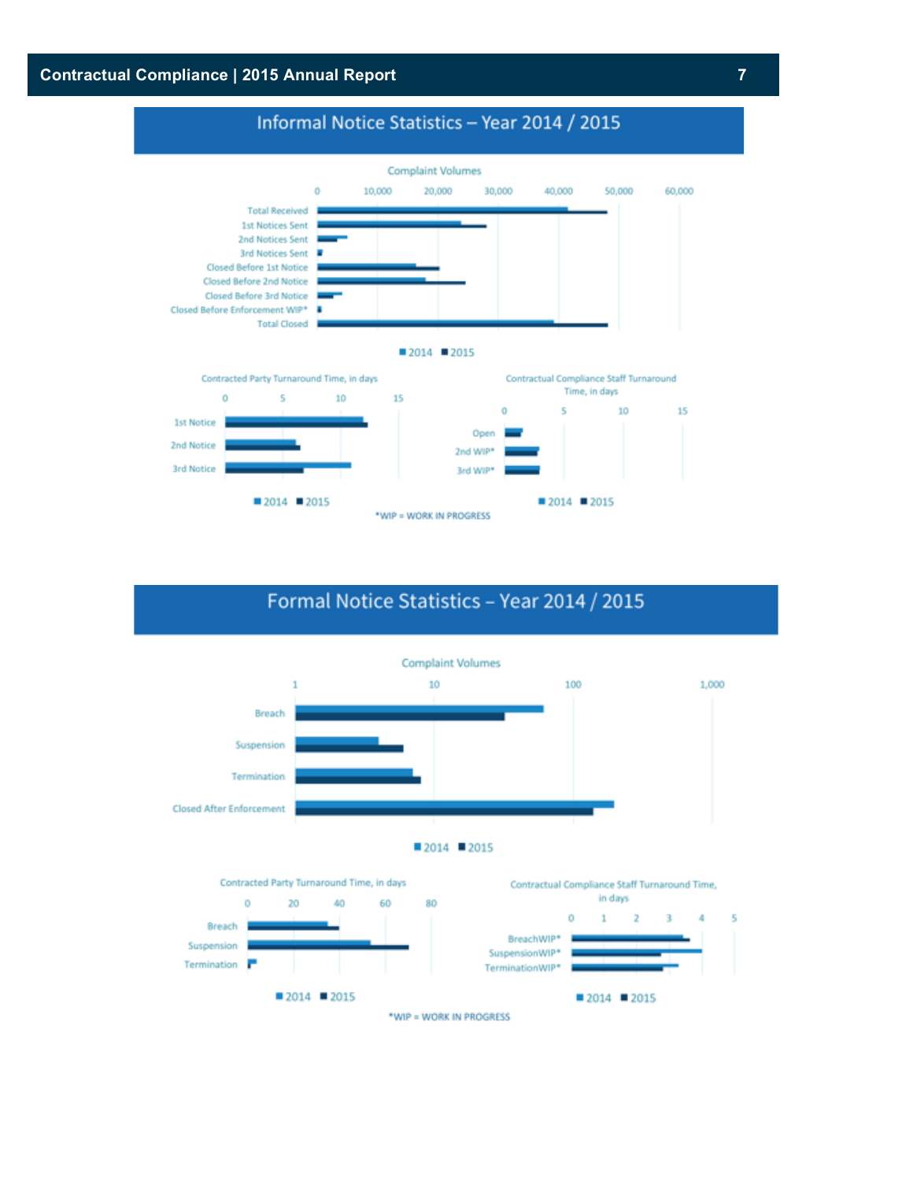## Informal Notice Statistics – Year 2014 / 2015

Complaint Volumes

0 | 10,000 | 20,000 | 30,000 | 40,000 | 50,000 | 60,000

Total Received
1st Notices Sent
2nd Notices Sent
3rd Notices Sent
Closed Before 1st Notice
Closed Before 2nd Notice
Closed Before 3rd Notice
Closed Before Enforcement WIP*
Total Closed

■ 2014 ■ 2015

Contracted Party Turnaround Time, in days

0 | 5 | 10 | 15

1st Notice
2nd Notice
3rd Notice

■ 2014 ■ 2015

Contractual Compliance Staff Turnaround Time, in days

0 | 5 | 10 | 15

Open
2nd WIP*
3rd WIP*

■ 2014 ■ 2015

*WIP = WORK IN PROGRESS

## Formal Notice Statistics – Year 2014 / 2015

Complaint Volumes

1 | 10 | 100 | 1,000

Breach
Suspension
Termination
Closed After Enforcement

■ 2014 ■ 2015

Contracted Party Turnaround Time, in days

0 | 20 | 40 | 60 | 80

Breach
Suspension
Termination

■ 2014 ■ 2015

Contractual Compliance Staff Turnaround Time, in days

0 | 1 | 2 | 3 | 4 | 5

BreachWIP*
SuspensionWIP*
TerminationWIP*

■ 2014 ■ 2015

*WIP = WORK IN PROGRESS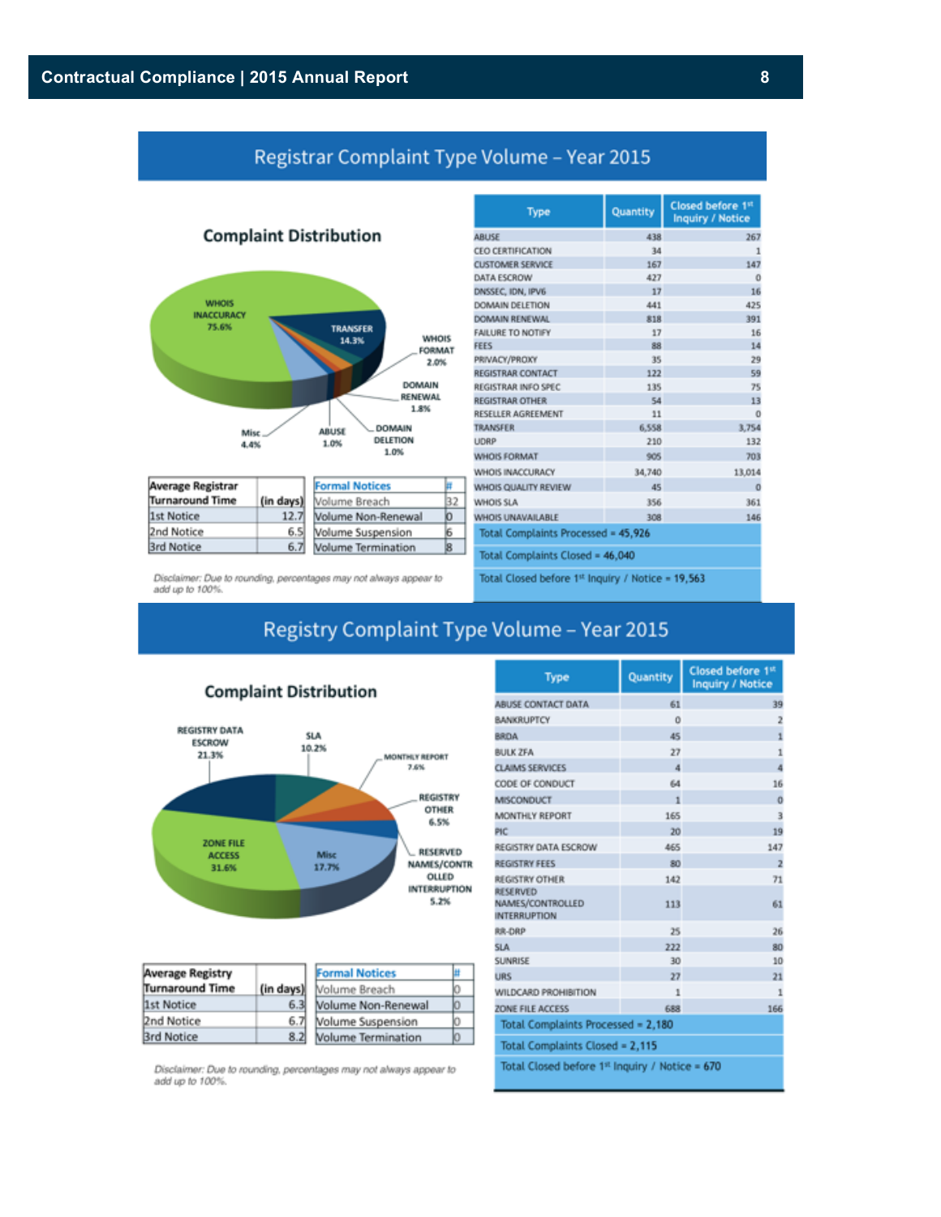## Registrar Complaint Type Volume – Year 2015

### Complaint Distribution

WHOIS INACCURACY 75.6%
TRANSFER 14.3%
WHOIS FORMAT 2.0%
DOMAIN RENEWAL 1.8%
DOMAIN DELETION 1.0%
ABUSE 1.0%
Misc 4.4%

| Average Registrar Turnaround Time | (in days) |
|---|---|
| 1st Notice | 12.7 |
| 2nd Notice | 6.5 |
| 3rd Notice | 6.7 |

| Formal Notices | # |
|---|---|
| Volume Breach | 32 |
| Volume Non-Renewal | 0 |
| Volume Suspension | 6 |
| Volume Termination | 8 |

*Disclaimer: Due to rounding, percentages may not always appear to add up to 100%.*

| Type | Quantity | Closed before 1st Inquiry / Notice |
|---|---|---|
| ABUSE | 438 | 267 |
| CEO CERTIFICATION | 34 | 1 |
| CUSTOMER SERVICE | 167 | 147 |
| DATA ESCROW | 427 | 0 |
| DNSSEC, IDN, IPV6 | 17 | 16 |
| DOMAIN DELETION | 441 | 425 |
| DOMAIN RENEWAL | 818 | 391 |
| FAILURE TO NOTIFY | 17 | 16 |
| FEES | 88 | 14 |
| PRIVACY/PROXY | 35 | 29 |
| REGISTRAR CONTACT | 122 | 59 |
| REGISTRAR INFO SPEC | 135 | 75 |
| REGISTRAR OTHER | 54 | 13 |
| RESELLER AGREEMENT | 11 | 0 |
| TRANSFER | 6,558 | 3,754 |
| UDRP | 210 | 132 |
| WHOIS FORMAT | 905 | 703 |
| WHOIS INACCURACY | 34,740 | 13,014 |
| WHOIS QUALITY REVIEW | 45 | 0 |
| WHOIS SLA | 356 | 361 |
| WHOIS UNAVAILABLE | 308 | 146 |
| Total Complaints Processed = 45,926 | | |
| Total Complaints Closed = 46,040 | | |
| Total Closed before 1st Inquiry / Notice = 19,563 | | |

## Registry Complaint Type Volume – Year 2015

### Complaint Distribution

REGISTRY DATA ESCROW 21.3%
SLA 10.2%
MONTHLY REPORT 7.6%
REGISTRY OTHER 6.5%
RESERVED NAMES/CONTROLLED INTERRUPTION 5.2%
Misc 17.7%
ZONE FILE ACCESS 31.6%

| Average Registry Turnaround Time | (in days) |
|---|---|
| 1st Notice | 6.3 |
| 2nd Notice | 6.7 |
| 3rd Notice | 8.2 |

| Formal Notices | # |
|---|---|
| Volume Breach | 0 |
| Volume Non-Renewal | 0 |
| Volume Suspension | 0 |
| Volume Termination | 0 |

*Disclaimer: Due to rounding, percentages may not always appear to add up to 100%.*

| Type | Quantity | Closed before 1st Inquiry / Notice |
|---|---|---|
| ABUSE CONTACT DATA | 61 | 39 |
| BANKRUPTCY | 0 | 2 |
| BRDA | 45 | 1 |
| BULK ZFA | 27 | 1 |
| CLAIMS SERVICES | 4 | 4 |
| CODE OF CONDUCT | 64 | 16 |
| MISCONDUCT | 1 | 0 |
| MONTHLY REPORT | 165 | 3 |
| PIC | 20 | 19 |
| REGISTRY DATA ESCROW | 465 | 147 |
| REGISTRY FEES | 80 | 2 |
| REGISTRY OTHER | 142 | 71 |
| RESERVED NAMES/CONTROLLED INTERRUPTION | 113 | 61 |
| RR-DRP | 25 | 26 |
| SLA | 222 | 80 |
| SUNRISE | 30 | 10 |
| URS | 27 | 21 |
| WILDCARD PROHIBITION | 1 | 1 |
| ZONE FILE ACCESS | 688 | 166 |
| Total Complaints Processed = 2,180 | | |
| Total Complaints Closed = 2,115 | | |
| Total Closed before 1st Inquiry / Notice = 670 | | |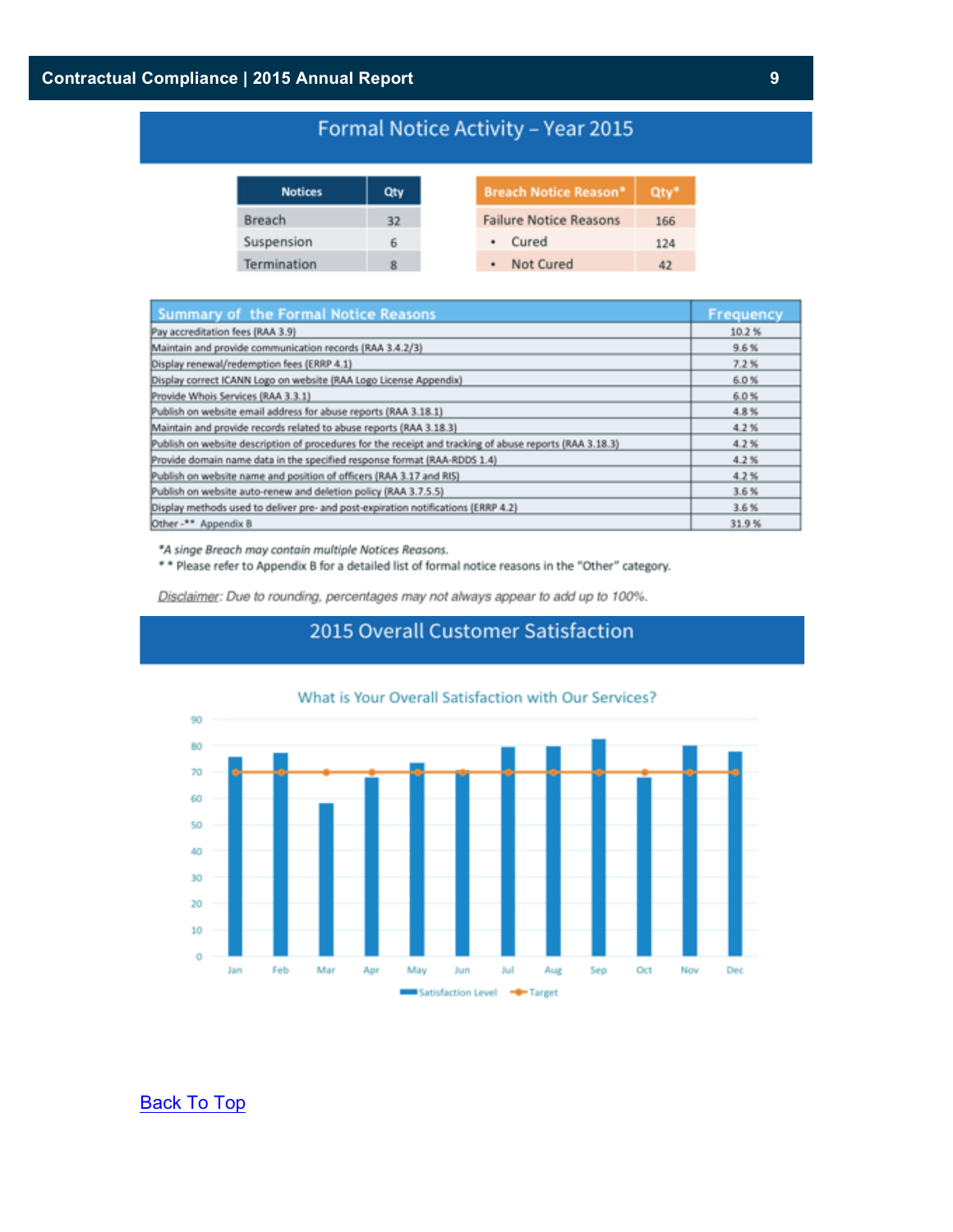## Formal Notice Activity – Year 2015

| Notices | Qty |
|---|---|
| Breach | 32 |
| Suspension | 6 |
| Termination | 8 |

| Breach Notice Reason* | Qty* |
|---|---|
| Failure Notice Reasons | 166 |
| • Cured | 124 |
| • Not Cured | 42 |

| Summary of the Formal Notice Reasons | Frequency |
|---|---|
| Pay accreditation fees (RAA 3.9) | 10.2 % |
| Maintain and provide communication records (RAA 3.4.2/3) | 9.6 % |
| Display renewal/redemption fees (ERRP 4.1) | 7.2 % |
| Display correct ICANN Logo on website (RAA Logo License Appendix) | 6.0 % |
| Provide Whois Services (RAA 3.3.1) | 6.0 % |
| Publish on website email address for abuse reports (RAA 3.18.1) | 4.8 % |
| Maintain and provide records related to abuse reports (RAA 3.18.3) | 4.2 % |
| Publish on website description of procedures for the receipt and tracking of abuse reports (RAA 3.18.3) | 4.2 % |
| Provide domain name data in the specified response format (RAA-RDDS 1.4) | 4.2 % |
| Publish on website name and position of officers (RAA 3.17 and RIS) | 4.2 % |
| Publish on website auto-renew and deletion policy (RAA 3.7.5.5) | 3.6 % |
| Display methods used to deliver pre- and post-expiration notifications (ERRP 4.2) | 3.6 % |
| Other -** Appendix B | 31.9 % |

*A singe Breach may contain multiple Notices Reasons.
** Please refer to Appendix B for a detailed list of formal notice reasons in the "Other" category.

Disclaimer: Due to rounding, percentages may not always appear to add up to 100%.

## 2015 Overall Customer Satisfaction

What is Your Overall Satisfaction with Our Services?

| Month | Satisfaction Level | Target |
|---|---|---|
| Jan | ~76 | 70 |
| Feb | ~77 | 70 |
| Mar | ~58 | 70 |
| Apr | ~68 | 70 |
| May | ~73 | 70 |
| Jun | ~71 | 70 |
| Jul | ~79 | 70 |
| Aug | ~80 | 70 |
| Sep | ~82 | 70 |
| Oct | ~68 | 70 |
| Nov | ~80 | 70 |
| Dec | ~77 | 70 |

Back To Top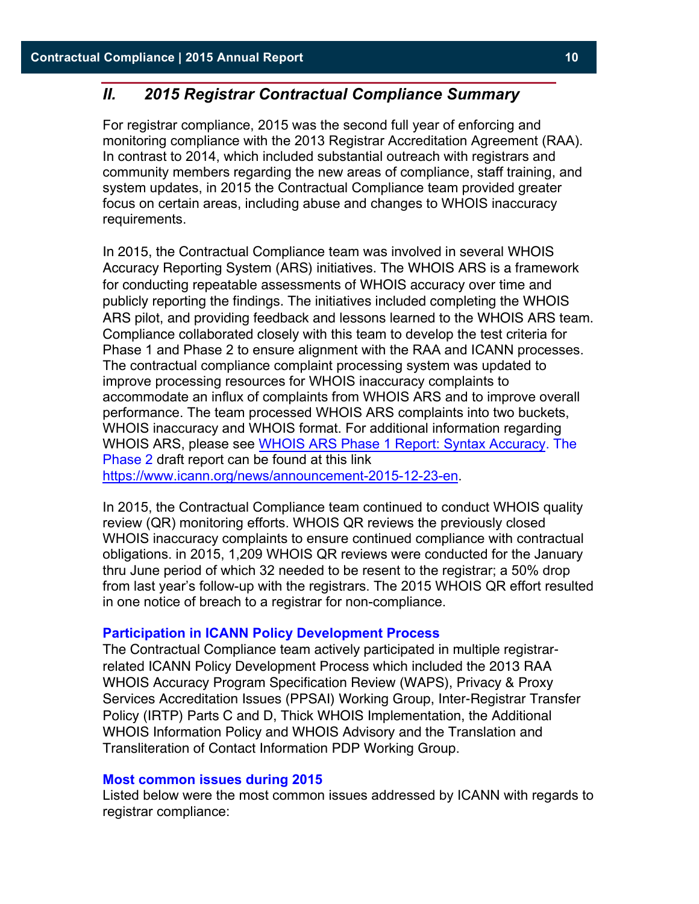## II. 2015 Registrar Contractual Compliance Summary

For registrar compliance, 2015 was the second full year of enforcing and monitoring compliance with the 2013 Registrar Accreditation Agreement (RAA). In contrast to 2014, which included substantial outreach with registrars and community members regarding the new areas of compliance, staff training, and system updates, in 2015 the Contractual Compliance team provided greater focus on certain areas, including abuse and changes to WHOIS inaccuracy requirements.

In 2015, the Contractual Compliance team was involved in several WHOIS Accuracy Reporting System (ARS) initiatives. The WHOIS ARS is a framework for conducting repeatable assessments of WHOIS accuracy over time and publicly reporting the findings. The initiatives included completing the WHOIS ARS pilot, and providing feedback and lessons learned to the WHOIS ARS team. Compliance collaborated closely with this team to develop the test criteria for Phase 1 and Phase 2 to ensure alignment with the RAA and ICANN processes. The contractual compliance complaint processing system was updated to improve processing resources for WHOIS inaccuracy complaints to accommodate an influx of complaints from WHOIS ARS and to improve overall performance. The team processed WHOIS ARS complaints into two buckets, WHOIS inaccuracy and WHOIS format. For additional information regarding WHOIS ARS, please see WHOIS ARS Phase 1 Report: Syntax Accuracy. The Phase 2 draft report can be found at this link https://www.icann.org/news/announcement-2015-12-23-en.

In 2015, the Contractual Compliance team continued to conduct WHOIS quality review (QR) monitoring efforts. WHOIS QR reviews the previously closed WHOIS inaccuracy complaints to ensure continued compliance with contractual obligations. in 2015, 1,209 WHOIS QR reviews were conducted for the January thru June period of which 32 needed to be resent to the registrar; a 50% drop from last year's follow-up with the registrars. The 2015 WHOIS QR effort resulted in one notice of breach to a registrar for non-compliance.

### Participation in ICANN Policy Development Process

The Contractual Compliance team actively participated in multiple registrar-related ICANN Policy Development Process which included the 2013 RAA WHOIS Accuracy Program Specification Review (WAPS), Privacy & Proxy Services Accreditation Issues (PPSAI) Working Group, Inter-Registrar Transfer Policy (IRTP) Parts C and D, Thick WHOIS Implementation, the Additional WHOIS Information Policy and WHOIS Advisory and the Translation and Transliteration of Contact Information PDP Working Group.

### Most common issues during 2015

Listed below were the most common issues addressed by ICANN with regards to registrar compliance: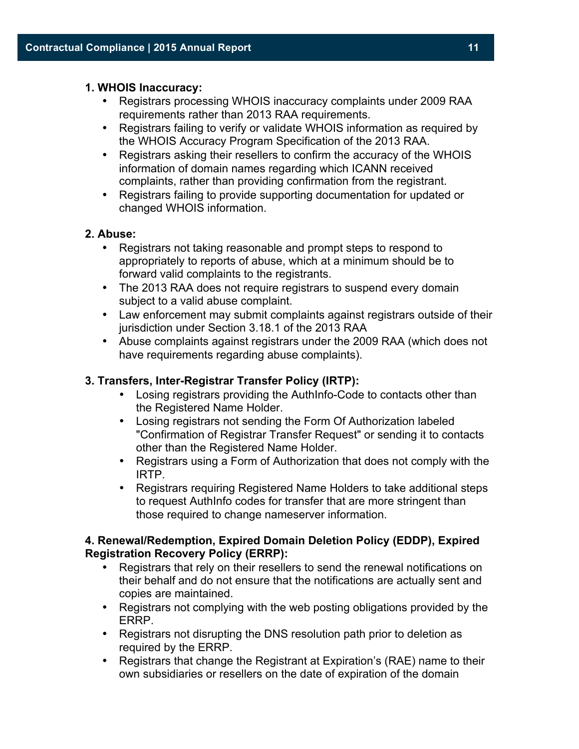**1. WHOIS Inaccuracy:**

- Registrars processing WHOIS inaccuracy complaints under 2009 RAA requirements rather than 2013 RAA requirements.
- Registrars failing to verify or validate WHOIS information as required by the WHOIS Accuracy Program Specification of the 2013 RAA.
- Registrars asking their resellers to confirm the accuracy of the WHOIS information of domain names regarding which ICANN received complaints, rather than providing confirmation from the registrant.
- Registrars failing to provide supporting documentation for updated or changed WHOIS information.

**2. Abuse:**

- Registrars not taking reasonable and prompt steps to respond to appropriately to reports of abuse, which at a minimum should be to forward valid complaints to the registrants.
- The 2013 RAA does not require registrars to suspend every domain subject to a valid abuse complaint.
- Law enforcement may submit complaints against registrars outside of their jurisdiction under Section 3.18.1 of the 2013 RAA
- Abuse complaints against registrars under the 2009 RAA (which does not have requirements regarding abuse complaints).

**3. Transfers, Inter-Registrar Transfer Policy (IRTP):**

- Losing registrars providing the AuthInfo-Code to contacts other than the Registered Name Holder.
- Losing registrars not sending the Form Of Authorization labeled "Confirmation of Registrar Transfer Request" or sending it to contacts other than the Registered Name Holder.
- Registrars using a Form of Authorization that does not comply with the IRTP.
- Registrars requiring Registered Name Holders to take additional steps to request AuthInfo codes for transfer that are more stringent than those required to change nameserver information.

**4. Renewal/Redemption, Expired Domain Deletion Policy (EDDP), Expired Registration Recovery Policy (ERRP):**

- Registrars that rely on their resellers to send the renewal notifications on their behalf and do not ensure that the notifications are actually sent and copies are maintained.
- Registrars not complying with the web posting obligations provided by the ERRP.
- Registrars not disrupting the DNS resolution path prior to deletion as required by the ERRP.
- Registrars that change the Registrant at Expiration's (RAE) name to their own subsidiaries or resellers on the date of expiration of the domain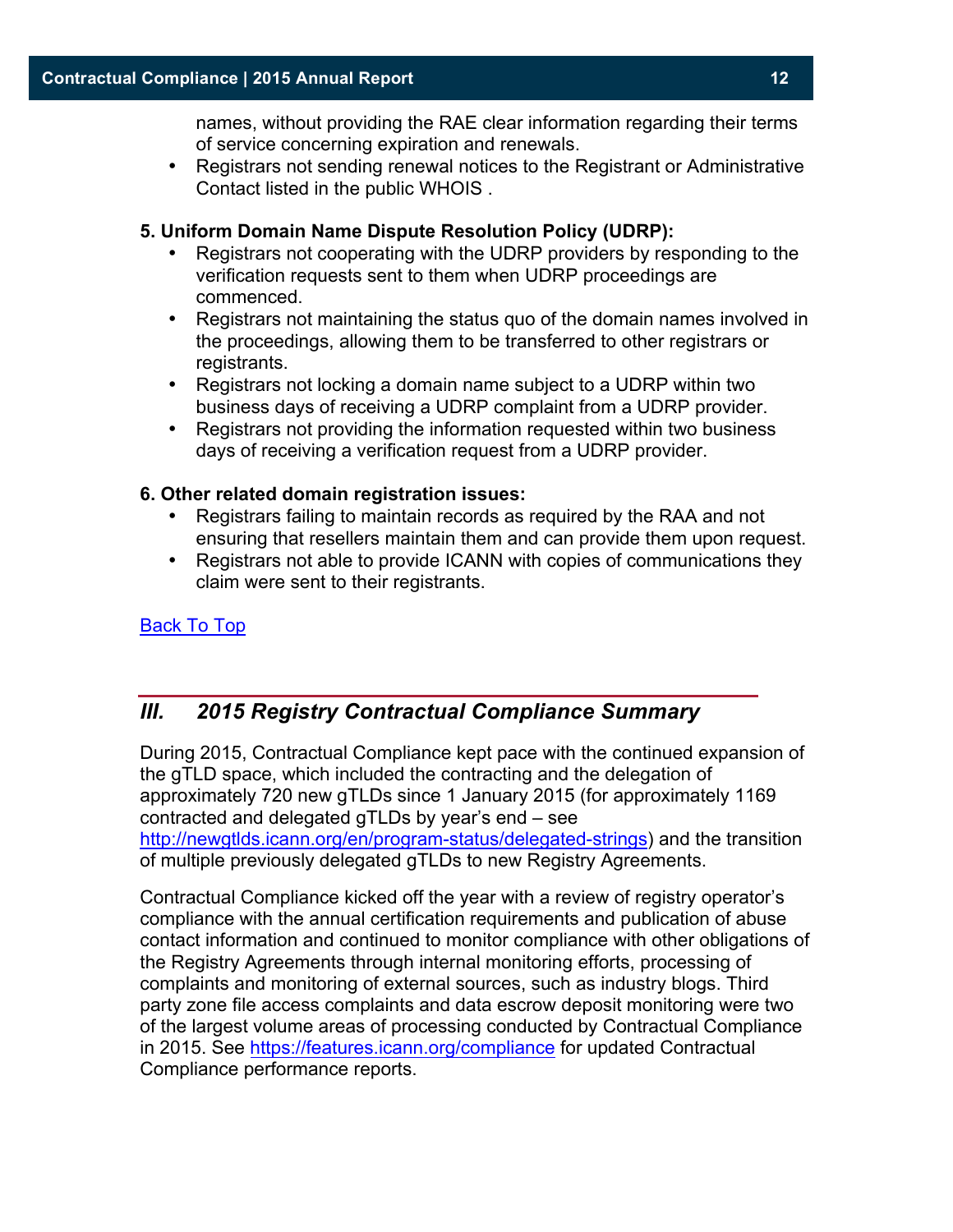names, without providing the RAE clear information regarding their terms of service concerning expiration and renewals.
- Registrars not sending renewal notices to the Registrant or Administrative Contact listed in the public WHOIS .

**5. Uniform Domain Name Dispute Resolution Policy (UDRP):**
- Registrars not cooperating with the UDRP providers by responding to the verification requests sent to them when UDRP proceedings are commenced.
- Registrars not maintaining the status quo of the domain names involved in the proceedings, allowing them to be transferred to other registrars or registrants.
- Registrars not locking a domain name subject to a UDRP within two business days of receiving a UDRP complaint from a UDRP provider.
- Registrars not providing the information requested within two business days of receiving a verification request from a UDRP provider.

**6. Other related domain registration issues:**
- Registrars failing to maintain records as required by the RAA and not ensuring that resellers maintain them and can provide them upon request.
- Registrars not able to provide ICANN with copies of communications they claim were sent to their registrants.

[Back To Top]()

## *III. 2015 Registry Contractual Compliance Summary*

During 2015, Contractual Compliance kept pace with the continued expansion of the gTLD space, which included the contracting and the delegation of approximately 720 new gTLDs since 1 January 2015 (for approximately 1169 contracted and delegated gTLDs by year's end – see http://newgtlds.icann.org/en/program-status/delegated-strings) and the transition of multiple previously delegated gTLDs to new Registry Agreements.

Contractual Compliance kicked off the year with a review of registry operator's compliance with the annual certification requirements and publication of abuse contact information and continued to monitor compliance with other obligations of the Registry Agreements through internal monitoring efforts, processing of complaints and monitoring of external sources, such as industry blogs. Third party zone file access complaints and data escrow deposit monitoring were two of the largest volume areas of processing conducted by Contractual Compliance in 2015. See https://features.icann.org/compliance for updated Contractual Compliance performance reports.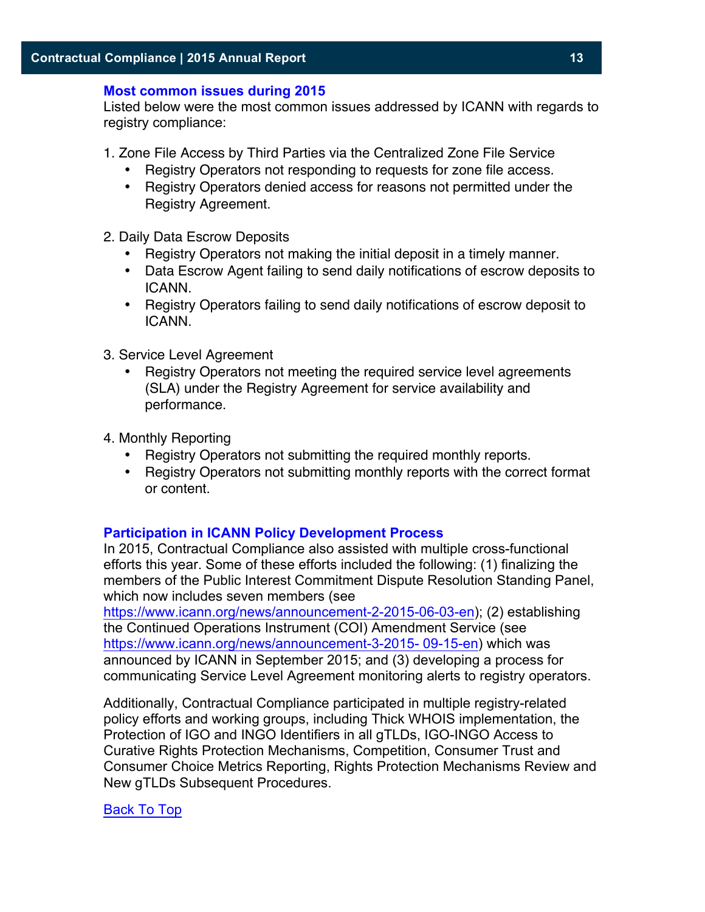### Most common issues during 2015

Listed below were the most common issues addressed by ICANN with regards to registry compliance:

1. Zone File Access by Third Parties via the Centralized Zone File Service
   - Registry Operators not responding to requests for zone file access.
   - Registry Operators denied access for reasons not permitted under the Registry Agreement.

2. Daily Data Escrow Deposits
   - Registry Operators not making the initial deposit in a timely manner.
   - Data Escrow Agent failing to send daily notifications of escrow deposits to ICANN.
   - Registry Operators failing to send daily notifications of escrow deposit to ICANN.

3. Service Level Agreement
   - Registry Operators not meeting the required service level agreements (SLA) under the Registry Agreement for service availability and performance.

4. Monthly Reporting
   - Registry Operators not submitting the required monthly reports.
   - Registry Operators not submitting monthly reports with the correct format or content.

### Participation in ICANN Policy Development Process

In 2015, Contractual Compliance also assisted with multiple cross-functional efforts this year. Some of these efforts included the following: (1) finalizing the members of the Public Interest Commitment Dispute Resolution Standing Panel, which now includes seven members (see https://www.icann.org/news/announcement-2-2015-06-03-en); (2) establishing the Continued Operations Instrument (COI) Amendment Service (see https://www.icann.org/news/announcement-3-2015- 09-15-en) which was announced by ICANN in September 2015; and (3) developing a process for communicating Service Level Agreement monitoring alerts to registry operators.

Additionally, Contractual Compliance participated in multiple registry-related policy efforts and working groups, including Thick WHOIS implementation, the Protection of IGO and INGO Identifiers in all gTLDs, IGO-INGO Access to Curative Rights Protection Mechanisms, Competition, Consumer Trust and Consumer Choice Metrics Reporting, Rights Protection Mechanisms Review and New gTLDs Subsequent Procedures.

Back To Top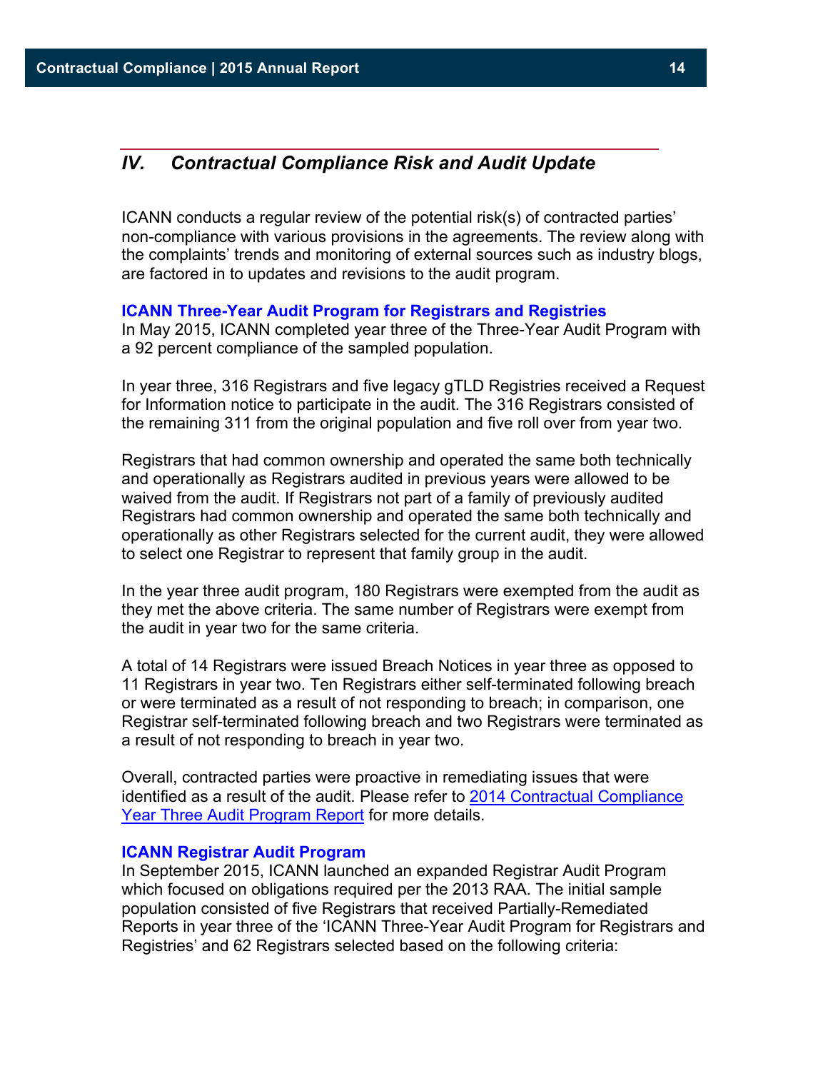## IV. *Contractual Compliance Risk and Audit Update*

ICANN conducts a regular review of the potential risk(s) of contracted parties' non-compliance with various provisions in the agreements. The review along with the complaints' trends and monitoring of external sources such as industry blogs, are factored in to updates and revisions to the audit program.

### ICANN Three-Year Audit Program for Registrars and Registries

In May 2015, ICANN completed year three of the Three-Year Audit Program with a 92 percent compliance of the sampled population.

In year three, 316 Registrars and five legacy gTLD Registries received a Request for Information notice to participate in the audit. The 316 Registrars consisted of the remaining 311 from the original population and five roll over from year two.

Registrars that had common ownership and operated the same both technically and operationally as Registrars audited in previous years were allowed to be waived from the audit. If Registrars not part of a family of previously audited Registrars had common ownership and operated the same both technically and operationally as other Registrars selected for the current audit, they were allowed to select one Registrar to represent that family group in the audit.

In the year three audit program, 180 Registrars were exempted from the audit as they met the above criteria. The same number of Registrars were exempt from the audit in year two for the same criteria.

A total of 14 Registrars were issued Breach Notices in year three as opposed to 11 Registrars in year two. Ten Registrars either self-terminated following breach or were terminated as a result of not responding to breach; in comparison, one Registrar self-terminated following breach and two Registrars were terminated as a result of not responding to breach in year two.

Overall, contracted parties were proactive in remediating issues that were identified as a result of the audit. Please refer to 2014 Contractual Compliance Year Three Audit Program Report for more details.

### ICANN Registrar Audit Program

In September 2015, ICANN launched an expanded Registrar Audit Program which focused on obligations required per the 2013 RAA. The initial sample population consisted of five Registrars that received Partially-Remediated Reports in year three of the 'ICANN Three-Year Audit Program for Registrars and Registries' and 62 Registrars selected based on the following criteria: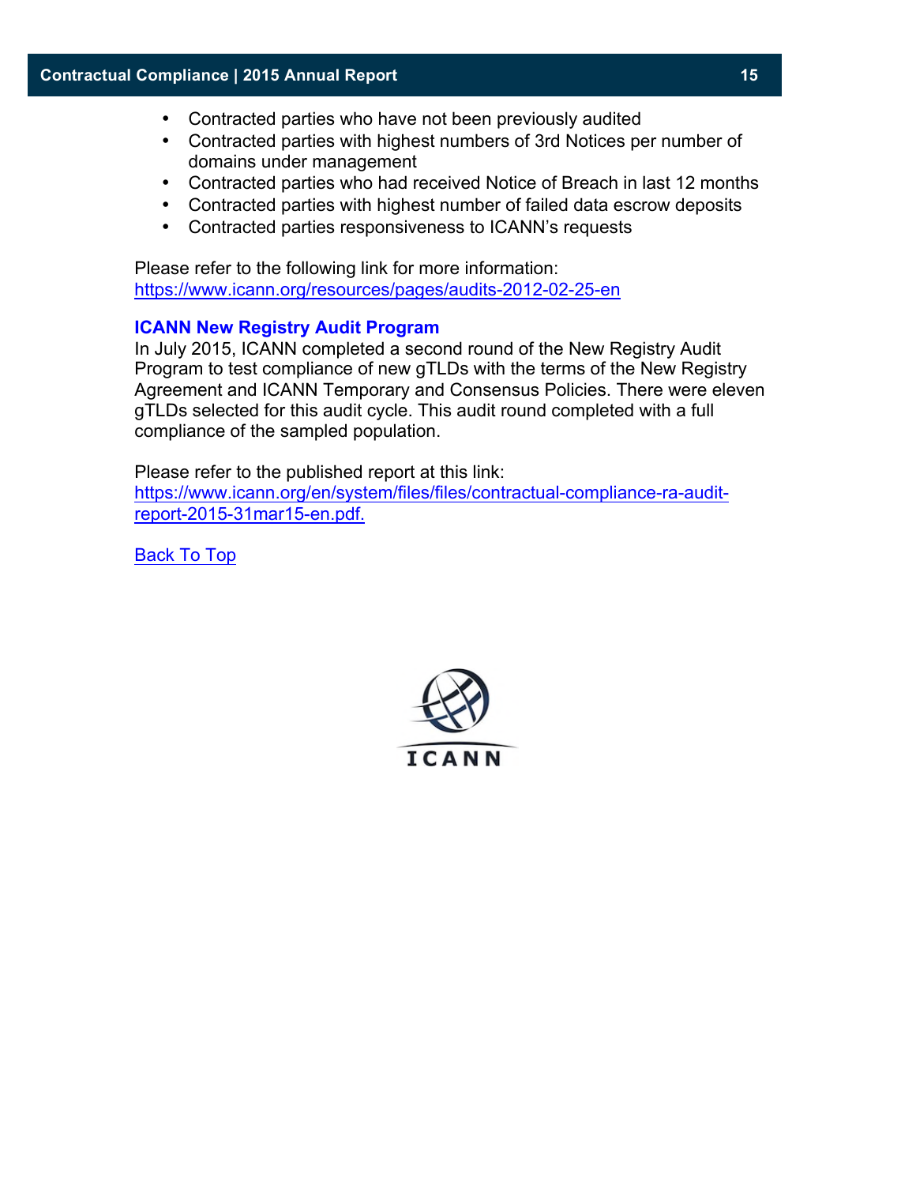- Contracted parties who have not been previously audited
- Contracted parties with highest numbers of 3rd Notices per number of domains under management
- Contracted parties who had received Notice of Breach in last 12 months
- Contracted parties with highest number of failed data escrow deposits
- Contracted parties responsiveness to ICANN's requests

Please refer to the following link for more information:
[https://www.icann.org/resources/pages/audits-2012-02-25-en](https://www.icann.org/resources/pages/audits-2012-02-25-en)

### ICANN New Registry Audit Program

In July 2015, ICANN completed a second round of the New Registry Audit Program to test compliance of new gTLDs with the terms of the New Registry Agreement and ICANN Temporary and Consensus Policies. There were eleven gTLDs selected for this audit cycle. This audit round completed with a full compliance of the sampled population.

Please refer to the published report at this link:
[https://www.icann.org/en/system/files/files/contractual-compliance-ra-audit-report-2015-31mar15-en.pdf.](https://www.icann.org/en/system/files/files/contractual-compliance-ra-audit-report-2015-31mar15-en.pdf)

Back To Top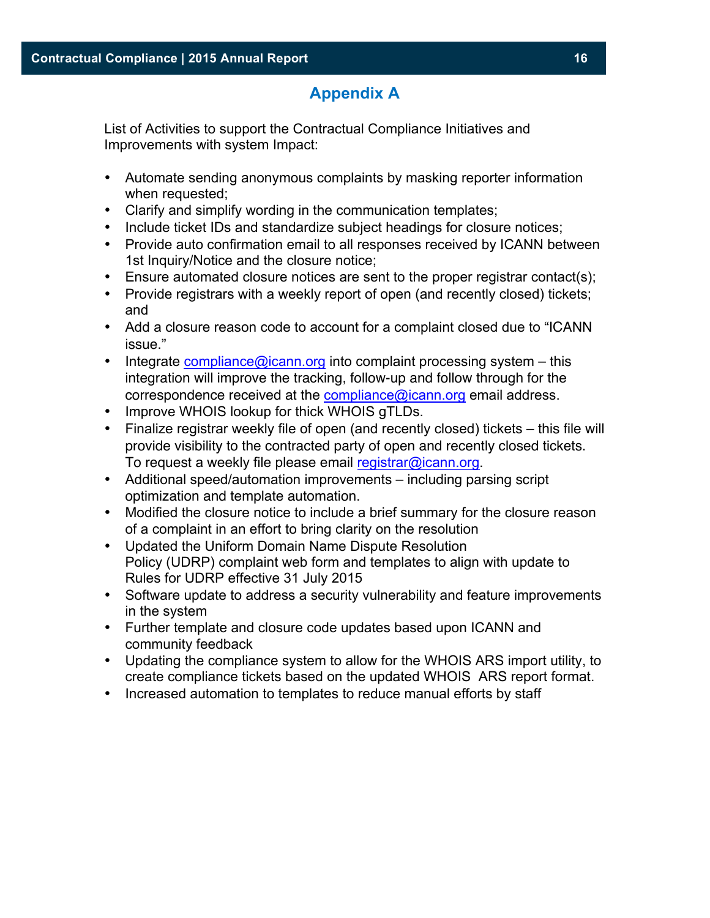## Appendix A

List of Activities to support the Contractual Compliance Initiatives and Improvements with system Impact:

- Automate sending anonymous complaints by masking reporter information when requested;
- Clarify and simplify wording in the communication templates;
- Include ticket IDs and standardize subject headings for closure notices;
- Provide auto confirmation email to all responses received by ICANN between 1st Inquiry/Notice and the closure notice;
- Ensure automated closure notices are sent to the proper registrar contact(s);
- Provide registrars with a weekly report of open (and recently closed) tickets; and
- Add a closure reason code to account for a complaint closed due to "ICANN issue."
- Integrate compliance@icann.org into complaint processing system – this integration will improve the tracking, follow-up and follow through for the correspondence received at the compliance@icann.org email address.
- Improve WHOIS lookup for thick WHOIS gTLDs.
- Finalize registrar weekly file of open (and recently closed) tickets – this file will provide visibility to the contracted party of open and recently closed tickets. To request a weekly file please email registrar@icann.org.
- Additional speed/automation improvements – including parsing script optimization and template automation.
- Modified the closure notice to include a brief summary for the closure reason of a complaint in an effort to bring clarity on the resolution
- Updated the Uniform Domain Name Dispute Resolution Policy (UDRP) complaint web form and templates to align with update to Rules for UDRP effective 31 July 2015
- Software update to address a security vulnerability and feature improvements in the system
- Further template and closure code updates based upon ICANN and community feedback
- Updating the compliance system to allow for the WHOIS ARS import utility, to create compliance tickets based on the updated WHOIS ARS report format.
- Increased automation to templates to reduce manual efforts by staff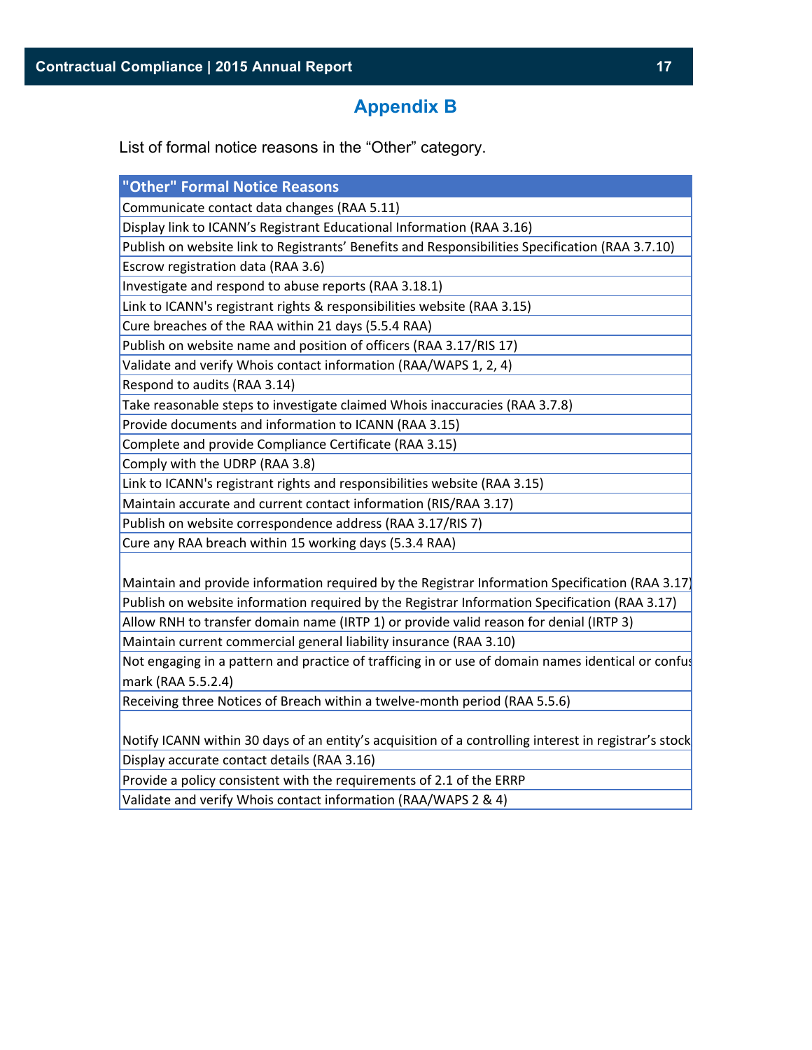## Appendix B

List of formal notice reasons in the "Other" category.

| "Other" Formal Notice Reasons |
|---|
| Communicate contact data changes (RAA 5.11) |
| Display link to ICANN's Registrant Educational Information (RAA 3.16) |
| Publish on website link to Registrants' Benefits and Responsibilities Specification (RAA 3.7.10) |
| Escrow registration data (RAA 3.6) |
| Investigate and respond to abuse reports (RAA 3.18.1) |
| Link to ICANN's registrant rights & responsibilities website (RAA 3.15) |
| Cure breaches of the RAA within 21 days (5.5.4 RAA) |
| Publish on website name and position of officers (RAA 3.17/RIS 17) |
| Validate and verify Whois contact information (RAA/WAPS 1, 2, 4) |
| Respond to audits (RAA 3.14) |
| Take reasonable steps to investigate claimed Whois inaccuracies (RAA 3.7.8) |
| Provide documents and information to ICANN (RAA 3.15) |
| Complete and provide Compliance Certificate (RAA 3.15) |
| Comply with the UDRP (RAA 3.8) |
| Link to ICANN's registrant rights and responsibilities website (RAA 3.15) |
| Maintain accurate and current contact information (RIS/RAA 3.17) |
| Publish on website correspondence address (RAA 3.17/RIS 7) |
| Cure any RAA breach within 15 working days (5.3.4 RAA) |
| Maintain and provide information required by the Registrar Information Specification (RAA 3.17) |
| Publish on website information required by the Registrar Information Specification (RAA 3.17) |
| Allow RNH to transfer domain name (IRTP 1) or provide valid reason for denial (IRTP 3) |
| Maintain current commercial general liability insurance (RAA 3.10) |
| Not engaging in a pattern and practice of trafficing in or use of domain names identical or confus mark (RAA 5.5.2.4) |
| Receiving three Notices of Breach within a twelve-month period (RAA 5.5.6) |
| Notify ICANN within 30 days of an entity's acquisition of a controlling interest in registrar's stock |
| Display accurate contact details (RAA 3.16) |
| Provide a policy consistent with the requirements of 2.1 of the ERRP |
| Validate and verify Whois contact information (RAA/WAPS 2 & 4) |